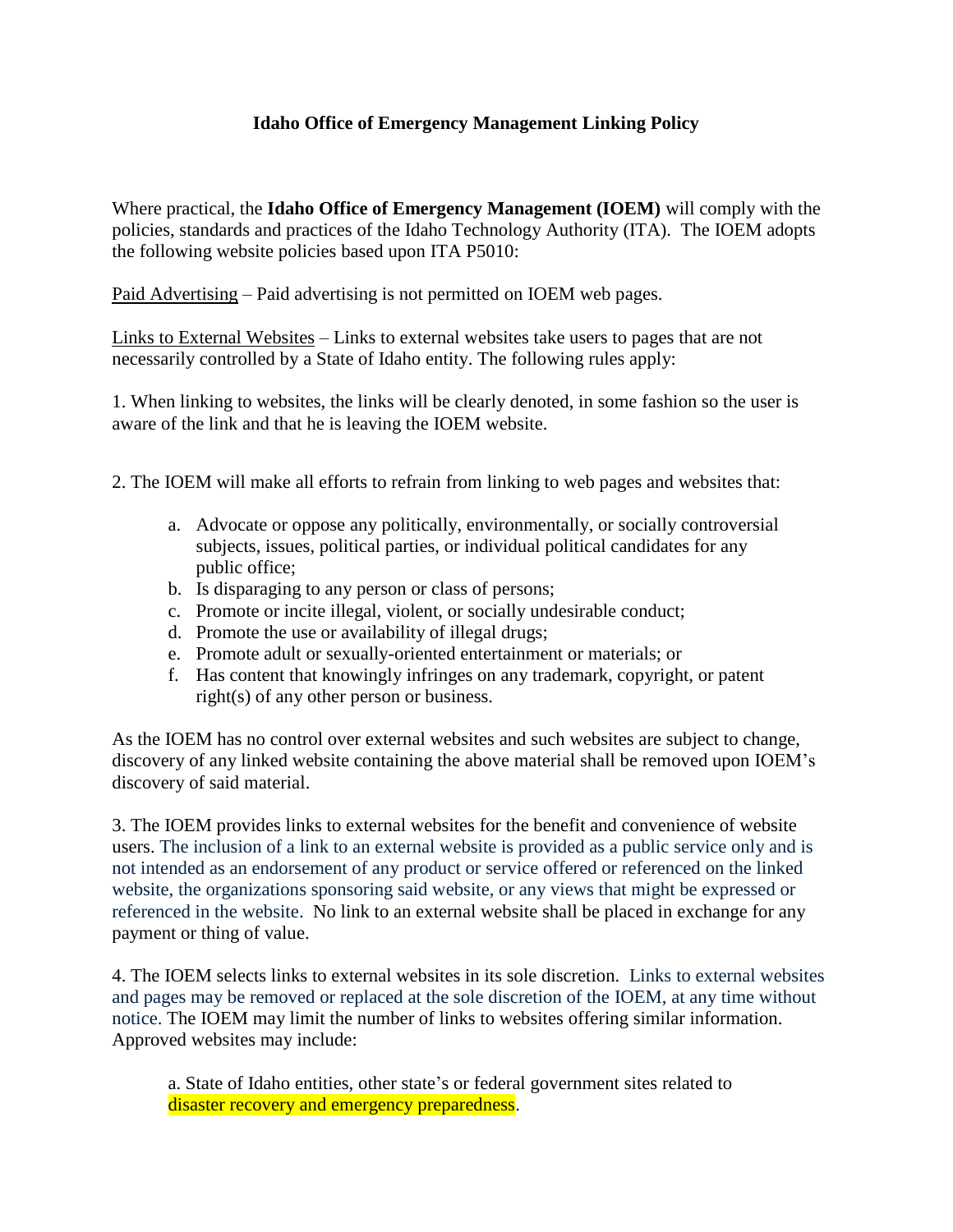# Idaho Office of Emergency Management Linking Policy

Where practical, the **Idaho Office of Emergency Management (IOEM)** will comply with the policies, standards and practices of the Idaho Technology Authority (ITA). The IOEM adopts the following website policies based upon ITA P5010:

Paid Advertising – Paid advertising is not permitted on IOEM web pages.

Links to External Websites – Links to external websites take users to pages that are not necessarily controlled by a State of Idaho entity. The following rules apply:

1. When linking to websites, the links will be clearly denoted, in some fashion so the user is aware of the link and that he is leaving the IOEM website.

2. The IOEM will make all efforts to refrain from linking to web pages and websites that:

   a. Advocate or oppose any politically, environmentally, or socially controversial subjects, issues, political parties, or individual political candidates for any public office;
   b. Is disparaging to any person or class of persons;
   c. Promote or incite illegal, violent, or socially undesirable conduct;
   d. Promote the use or availability of illegal drugs;
   e. Promote adult or sexually-oriented entertainment or materials; or
   f. Has content that knowingly infringes on any trademark, copyright, or patent right(s) of any other person or business.

As the IOEM has no control over external websites and such websites are subject to change, discovery of any linked website containing the above material shall be removed upon IOEM's discovery of said material.

3. The IOEM provides links to external websites for the benefit and convenience of website users. The inclusion of a link to an external website is provided as a public service only and is not intended as an endorsement of any product or service offered or referenced on the linked website, the organizations sponsoring said website, or any views that might be expressed or referenced in the website. No link to an external website shall be placed in exchange for any payment or thing of value.

4. The IOEM selects links to external websites in its sole discretion. Links to external websites and pages may be removed or replaced at the sole discretion of the IOEM, at any time without notice. The IOEM may limit the number of links to websites offering similar information. Approved websites may include:

   a. State of Idaho entities, other state's or federal government sites related to disaster recovery and emergency preparedness.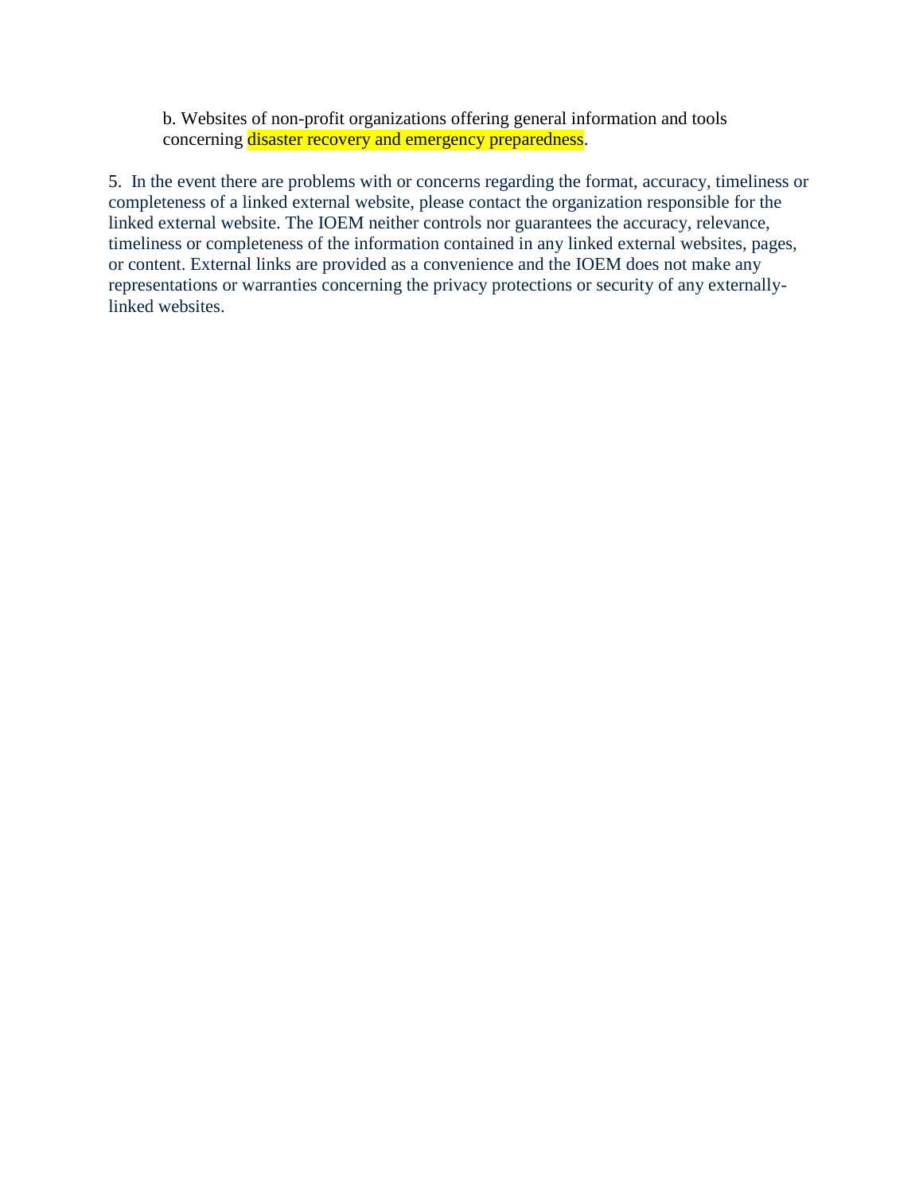b. Websites of non-profit organizations offering general information and tools concerning disaster recovery and emergency preparedness.

5. In the event there are problems with or concerns regarding the format, accuracy, timeliness or completeness of a linked external website, please contact the organization responsible for the linked external website. The IOEM neither controls nor guarantees the accuracy, relevance, timeliness or completeness of the information contained in any linked external websites, pages, or content. External links are provided as a convenience and the IOEM does not make any representations or warranties concerning the privacy protections or security of any externally-linked websites.